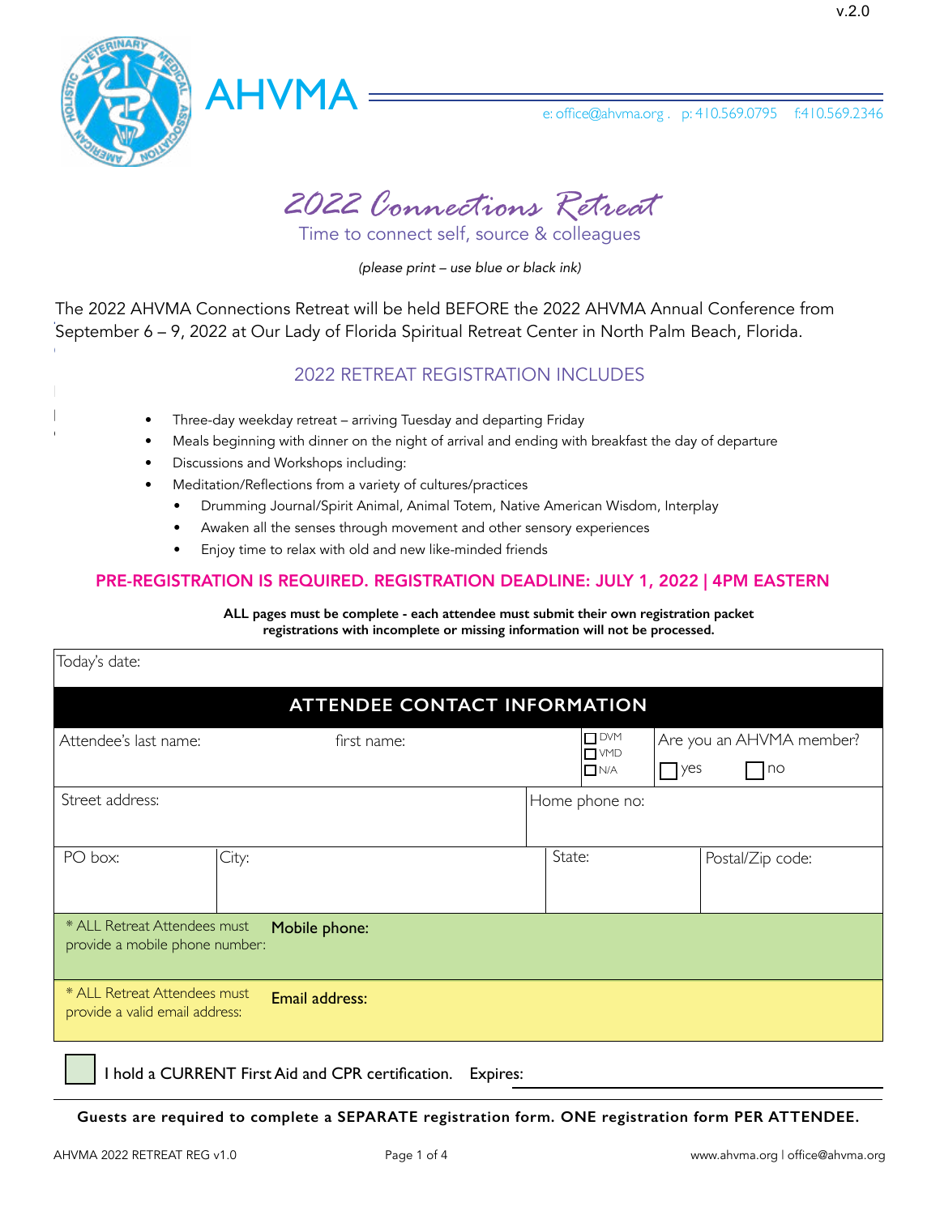v.2.0

AHVMA

e: office@ahvma.org . p: 410.569.0795 f:410.569.2346

# 2022 Connections Retreat

Time to connect self, source & colleagues

*(please print – use blue or black ink)*

The 2022 AHVMA Connections Retreat will be held BEFORE the 2022 AHVMA Annual Conference from September 6 – 9, 2022 at Our Lady of Florida Spiritual Retreat Center in North Palm Beach, Florida.

## 2022 RETREAT REGISTRATION INCLUDES

- Three-day weekday retreat – arriving Tuesday and departing Friday
- Meals beginning with dinner on the night of arrival and ending with breakfast the day of departure
- Discussions and Workshops including:
- Meditation/Reflections from a variety of cultures/practices
  - Drumming Journal/Spirit Animal, Animal Totem, Native American Wisdom, Interplay
  - Awaken all the senses through movement and other sensory experiences
  - Enjoy time to relax with old and new like-minded friends

**PRE-REGISTRATION IS REQUIRED. REGISTRATION DEADLINE: JULY 1, 2022 | 4PM EASTERN**

**ALL pages must be complete - each attendee must submit their own registration packet registrations with incomplete or missing information will not be processed.**

Today's date:

## ATTENDEE CONTACT INFORMATION

| Attendee's last name: | first name: | ☐ DVM ☐ VMD ☐ N/A | Are you an AHVMA member? ☐ yes ☐ no |
|---|---|---|---|
| Street address: | | Home phone no: | |
| PO box: | City: | State: | Postal/Zip code: |
| * ALL Retreat Attendees must provide a mobile phone number: | **Mobile phone:** | | |
| * ALL Retreat Attendees must provide a valid email address: | **Email address:** | | |

☐ I hold a CURRENT First Aid and CPR certification. Expires: ____________

**Guests are required to complete a SEPARATE registration form. ONE registration form PER ATTENDEE.**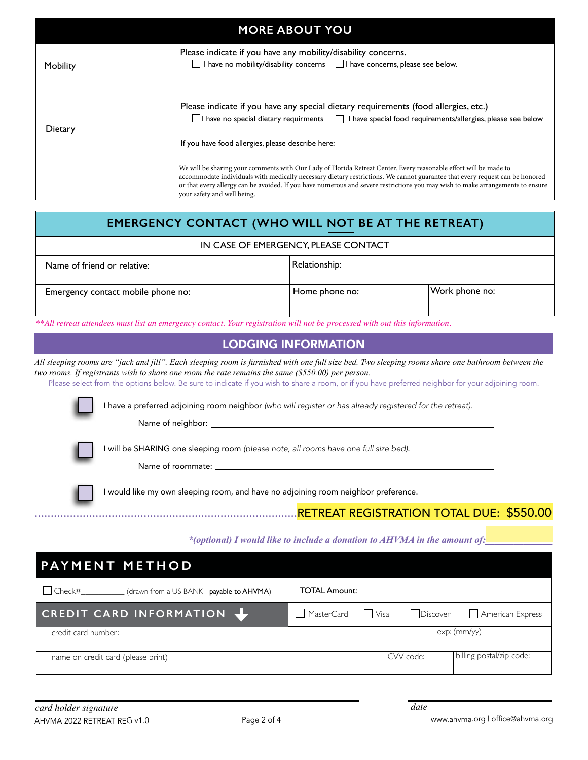## MORE ABOUT YOU

| | |
|---|---|
| Mobility | Please indicate if you have any mobility/disability concerns.<br>☐ I have no mobility/disability concerns ☐ I have concerns, please see below. |
| Dietary | Please indicate if you have any special dietary requirements (food allergies, etc.)<br>☐ I have no special dietary requirments ☐ I have special food requirements/allergies, please see below<br><br>If you have food allergies, please describe here:<br><br>We will be sharing your comments with Our Lady of Florida Retreat Center. Every reasonable effort will be made to accommodate individuals with medically necessary dietary restrictions. We cannot guarantee that every request can be honored or that every allergy can be avoided. If you have numerous and severe restrictions you may wish to make arrangements to ensure your safety and well being. |

## EMERGENCY CONTACT (WHO WILL NOT BE AT THE RETREAT)

IN CASE OF EMERGENCY, PLEASE CONTACT

| Name of friend or relative: | Relationship: | |
|---|---|---|
| Emergency contact mobile phone no: | Home phone no: | Work phone no: |

*\*\*All retreat attendees must list an emergency contact. Your registration will not be processed with out this information.*

## LODGING INFORMATION

*All sleeping rooms are "jack and jill". Each sleeping room is furnished with one full size bed. Two sleeping rooms share one bathroom between the two rooms. If registrants wish to share one room the rate remains the same ($550.00) per person.*

Please select from the options below. Be sure to indicate if you wish to share a room, or if you have preferred neighbor for your adjoining room.

☐ I have a preferred adjoining room neighbor *(who will register or has already registered for the retreat).*

Name of neighbor: ______________________________

☐ I will be SHARING one sleeping room *(please note, all rooms have one full size bed).*

Name of roommate: ______________________________

☐ I would like my own sleeping room, and have no adjoining room neighbor preference.

**RETREAT REGISTRATION TOTAL DUE: $550.00**

*\*(optional) I would like to include a donation to AHVMA in the amount of:* ____________

## PAYMENT METHOD

| ☐ Check#__________ (drawn from a US BANK - **payable to AHVMA**) | TOTAL Amount: | | |
|---|---|---|---|
| **CREDIT CARD INFORMATION** | ☐ MasterCard ☐ Visa ☐ Discover ☐ American Express | | |
| credit card number: | | exp: (mm/yy) | |
| name on credit card (please print) | CVV code: | billing postal/zip code: | |

_________________________ card holder signature

_________________________ date

AHVMA 2022 RETREAT REG v1.0

www.ahvma.org | office@ahvma.org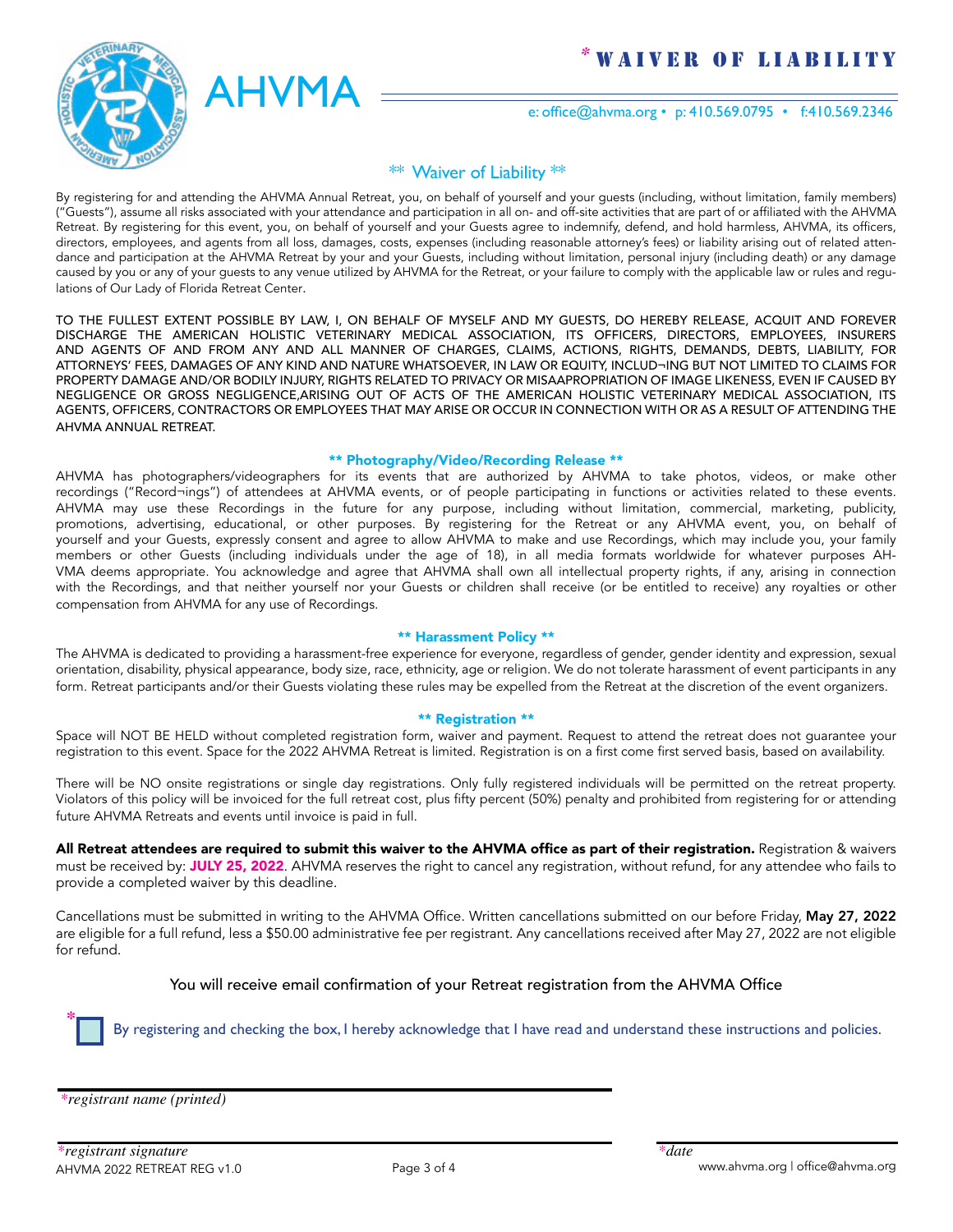# AHVMA

## *WAIVER OF LIABILITY

e: office@ahvma.org • p: 410.569.0795 • f:410.569.2346

### ** Waiver of Liability **

By registering for and attending the AHVMA Annual Retreat, you, on behalf of yourself and your guests (including, without limitation, family members) ("Guests"), assume all risks associated with your attendance and participation in all on- and off-site activities that are part of or affiliated with the AHVMA Retreat. By registering for this event, you, on behalf of yourself and your Guests agree to indemnify, defend, and hold harmless, AHVMA, its officers, directors, employees, and agents from all loss, damages, costs, expenses (including reasonable attorney's fees) or liability arising out of related attendance and participation at the AHVMA Retreat by your and your Guests, including without limitation, personal injury (including death) or any damage caused by you or any of your guests to any venue utilized by AHVMA for the Retreat, or your failure to comply with the applicable law or rules and regulations of Our Lady of Florida Retreat Center.

TO THE FULLEST EXTENT POSSIBLE BY LAW, I, ON BEHALF OF MYSELF AND MY GUESTS, DO HEREBY RELEASE, ACQUIT AND FOREVER DISCHARGE THE AMERICAN HOLISTIC VETERINARY MEDICAL ASSOCIATION, ITS OFFICERS, DIRECTORS, EMPLOYEES, INSURERS AND AGENTS OF AND FROM ANY AND ALL MANNER OF CHARGES, CLAIMS, ACTIONS, RIGHTS, DEMANDS, DEBTS, LIABILITY, FOR ATTORNEYS' FEES, DAMAGES OF ANY KIND AND NATURE WHATSOEVER, IN LAW OR EQUITY, INCLUD¬ING BUT NOT LIMITED TO CLAIMS FOR PROPERTY DAMAGE AND/OR BODILY INJURY, RIGHTS RELATED TO PRIVACY OR MISAAPROPRIATION OF IMAGE LIKENESS, EVEN IF CAUSED BY NEGLIGENCE OR GROSS NEGLIGENCE,ARISING OUT OF ACTS OF THE AMERICAN HOLISTIC VETERINARY MEDICAL ASSOCIATION, ITS AGENTS, OFFICERS, CONTRACTORS OR EMPLOYEES THAT MAY ARISE OR OCCUR IN CONNECTION WITH OR AS A RESULT OF ATTENDING THE AHVMA ANNUAL RETREAT.

### ** Photography/Video/Recording Release **

AHVMA has photographers/videographers for its events that are authorized by AHVMA to take photos, videos, or make other recordings ("Record¬ings") of attendees at AHVMA events, or of people participating in functions or activities related to these events. AHVMA may use these Recordings in the future for any purpose, including without limitation, commercial, marketing, publicity, promotions, advertising, educational, or other purposes. By registering for the Retreat or any AHVMA event, you, on behalf of yourself and your Guests, expressly consent and agree to allow AHVMA to make and use Recordings, which may include you, your family members or other Guests (including individuals under the age of 18), in all media formats worldwide for whatever purposes AHVMA deems appropriate. You acknowledge and agree that AHVMA shall own all intellectual property rights, if any, arising in connection with the Recordings, and that neither yourself nor your Guests or children shall receive (or be entitled to receive) any royalties or other compensation from AHVMA for any use of Recordings.

### ** Harassment Policy **

The AHVMA is dedicated to providing a harassment-free experience for everyone, regardless of gender, gender identity and expression, sexual orientation, disability, physical appearance, body size, race, ethnicity, age or religion. We do not tolerate harassment of event participants in any form. Retreat participants and/or their Guests violating these rules may be expelled from the Retreat at the discretion of the event organizers.

### ** Registration **

Space will NOT BE HELD without completed registration form, waiver and payment. Request to attend the retreat does not guarantee your registration to this event. Space for the 2022 AHVMA Retreat is limited. Registration is on a first come first served basis, based on availability.

There will be NO onsite registrations or single day registrations. Only fully registered individuals will be permitted on the retreat property. Violators of this policy will be invoiced for the full retreat cost, plus fifty percent (50%) penalty and prohibited from registering for or attending future AHVMA Retreats and events until invoice is paid in full.

**All Retreat attendees are required to submit this waiver to the AHVMA office as part of their registration.** Registration & waivers must be received by: **JULY 25, 2022**. AHVMA reserves the right to cancel any registration, without refund, for any attendee who fails to provide a completed waiver by this deadline.

Cancellations must be submitted in writing to the AHVMA Office. Written cancellations submitted on our before Friday, **May 27, 2022** are eligible for a full refund, less a $50.00 administrative fee per registrant. Any cancellations received after May 27, 2022 are not eligible for refund.

You will receive email confirmation of your Retreat registration from the AHVMA Office

☐ * By registering and checking the box, I hereby acknowledge that I have read and understand these instructions and policies.

\_\_\_\_\_\_\_\_\_\_\_\_\_\_\_\_\_\_\_\_\_\_\_\_\_\_\_\_\_\_\_\_\_\_\_\_\_\_\_\_
*\*registrant name (printed)*

\_\_\_\_\_\_\_\_\_\_\_\_\_\_\_\_\_\_\_\_\_\_\_\_\_\_\_\_\_\_\_\_\_\_\_\_\_\_\_\_ \_\_\_\_\_\_\_\_\_\_\_\_\_\_\_\_\_\_\_\_
*\*registrant signature* *\*date*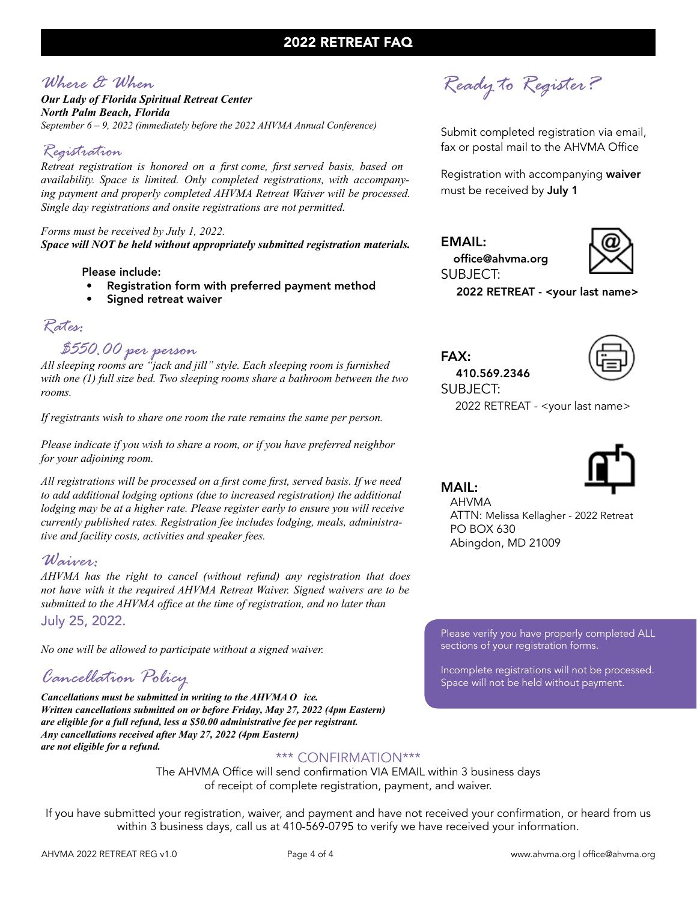# 2022 RETREAT FAQ

## Where & When

***Our Lady of Florida Spiritual Retreat Center***
***North Palm Beach, Florida***
*September 6 – 9, 2022 (immediately before the 2022 AHVMA Annual Conference)*

## Registration

*Retreat registration is honored on a first come, first served basis, based on availability. Space is limited. Only completed registrations, with accompanying payment and properly completed AHVMA Retreat Waiver will be processed. Single day registrations and onsite registrations are not permitted.*

*Forms must be received by July 1, 2022.*
***Space will NOT be held without appropriately submitted registration materials.***

**Please include:**

- **Registration form with preferred payment method**
- **Signed retreat waiver**

## Rates:

### $550.00 per person

*All sleeping rooms are "jack and jill" style. Each sleeping room is furnished with one (1) full size bed. Two sleeping rooms share a bathroom between the two rooms.*

*If registrants wish to share one room the rate remains the same per person.*

*Please indicate if you wish to share a room, or if you have preferred neighbor for your adjoining room.*

*All registrations will be processed on a first come first, served basis. If we need to add additional lodging options (due to increased registration) the additional lodging may be at a higher rate. Please register early to ensure you will receive currently published rates. Registration fee includes lodging, meals, administrative and facility costs, activities and speaker fees.*

## Waiver:

*AHVMA has the right to cancel (without refund) any registration that does not have with it the required AHVMA Retreat Waiver. Signed waivers are to be submitted to the AHVMA office at the time of registration, and no later than* July 25, 2022.

*No one will be allowed to participate without a signed waiver.*

## Cancellation Policy

***Cancellations must be submitted in writing to the AHVMA Office.***
***Written cancellations submitted on or before Friday, May 27, 2022 (4pm Eastern) are eligible for a full refund, less a $50.00 administrative fee per registrant.***
***Any cancellations received after May 27, 2022 (4pm Eastern) are not eligible for a refund.***

## Ready to Register?

Submit completed registration via email, fax or postal mail to the AHVMA Office

Registration with accompanying **waiver** must be received by **July 1**

**EMAIL:**
**office@ahvma.org**
SUBJECT:
**2022 RETREAT - <your last name>**

**FAX:**
**410.569.2346**
SUBJECT:
2022 RETREAT - <your last name>

**MAIL:**
AHVMA
ATTN: Melissa Kellagher - 2022 Retreat
PO BOX 630
Abingdon, MD 21009

Please verify you have properly completed ALL sections of your registration forms.

Incomplete registrations will not be processed. Space will not be held without payment.

*** CONFIRMATION***

The AHVMA Office will send confirmation VIA EMAIL within 3 business days of receipt of complete registration, payment, and waiver.

If you have submitted your registration, waiver, and payment and have not received your confirmation, or heard from us within 3 business days, call us at 410-569-0795 to verify we have received your information.